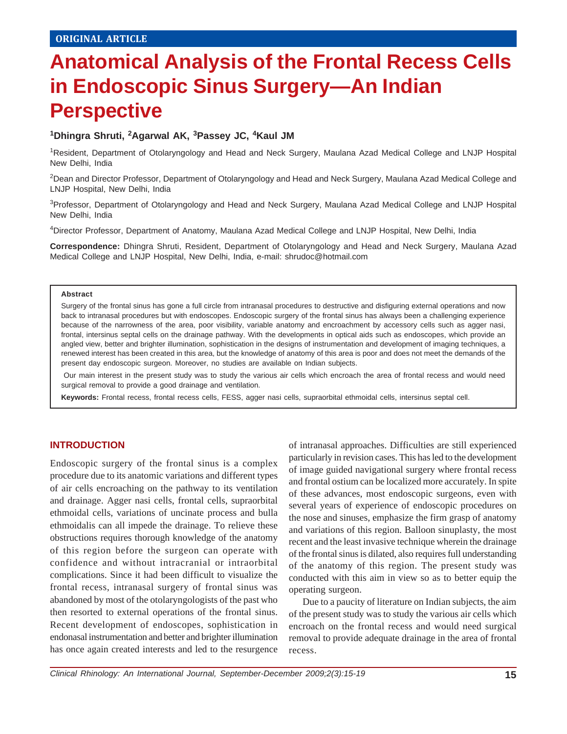ORIGINAL ARTICLE

# Anatomical Analysis of the Frontal Recess Cells in Endoscopic Sinus Surgery—An Indian Perspective

**[1]Dhingra Shruti, [2]Agarwal AK, [3]Passey JC, [4]Kaul JM**

[1]Resident, Department of Otolaryngology and Head and Neck Surgery, Maulana Azad Medical College and LNJP Hospital New Delhi, India

[2]Dean and Director Professor, Department of Otolaryngology and Head and Neck Surgery, Maulana Azad Medical College and LNJP Hospital, New Delhi, India

[3]Professor, Department of Otolaryngology and Head and Neck Surgery, Maulana Azad Medical College and LNJP Hospital New Delhi, India

[4]Director Professor, Department of Anatomy, Maulana Azad Medical College and LNJP Hospital, New Delhi, India

**Correspondence:** Dhingra Shruti, Resident, Department of Otolaryngology and Head and Neck Surgery, Maulana Azad Medical College and LNJP Hospital, New Delhi, India, e-mail: shrudoc@hotmail.com

**Abstract**

Surgery of the frontal sinus has gone a full circle from intranasal procedures to destructive and disfiguring external operations and now back to intranasal procedures but with endoscopes. Endoscopic surgery of the frontal sinus has always been a challenging experience because of the narrowness of the area, poor visibility, variable anatomy and encroachment by accessory cells such as agger nasi, frontal, intersinus septal cells on the drainage pathway. With the developments in optical aids such as endoscopes, which provide an angled view, better and brighter illumination, sophistication in the designs of instrumentation and development of imaging techniques, a renewed interest has been created in this area, but the knowledge of anatomy of this area is poor and does not meet the demands of the present day endoscopic surgeon. Moreover, no studies are available on Indian subjects.

Our main interest in the present study was to study the various air cells which encroach the area of frontal recess and would need surgical removal to provide a good drainage and ventilation.

**Keywords:** Frontal recess, frontal recess cells, FESS, agger nasi cells, supraorbital ethmoidal cells, intersinus septal cell.

## INTRODUCTION

Endoscopic surgery of the frontal sinus is a complex procedure due to its anatomic variations and different types of air cells encroaching on the pathway to its ventilation and drainage. Agger nasi cells, frontal cells, supraorbital ethmoidal cells, variations of uncinate process and bulla ethmoidalis can all impede the drainage. To relieve these obstructions requires thorough knowledge of the anatomy of this region before the surgeon can operate with confidence and without intracranial or intraorbital complications. Since it had been difficult to visualize the frontal recess, intranasal surgery of frontal sinus was abandoned by most of the otolaryngologists of the past who then resorted to external operations of the frontal sinus. Recent development of endoscopes, sophistication in endonasal instrumentation and better and brighter illumination has once again created interests and led to the resurgence of intranasal approaches. Difficulties are still experienced particularly in revision cases. This has led to the development of image guided navigational surgery where frontal recess and frontal ostium can be localized more accurately. In spite of these advances, most endoscopic surgeons, even with several years of experience of endoscopic procedures on the nose and sinuses, emphasize the firm grasp of anatomy and variations of this region. Balloon sinuplasty, the most recent and the least invasive technique wherein the drainage of the frontal sinus is dilated, also requires full understanding of the anatomy of this region. The present study was conducted with this aim in view so as to better equip the operating surgeon.

Due to a paucity of literature on Indian subjects, the aim of the present study was to study the various air cells which encroach on the frontal recess and would need surgical removal to provide adequate drainage in the area of frontal recess.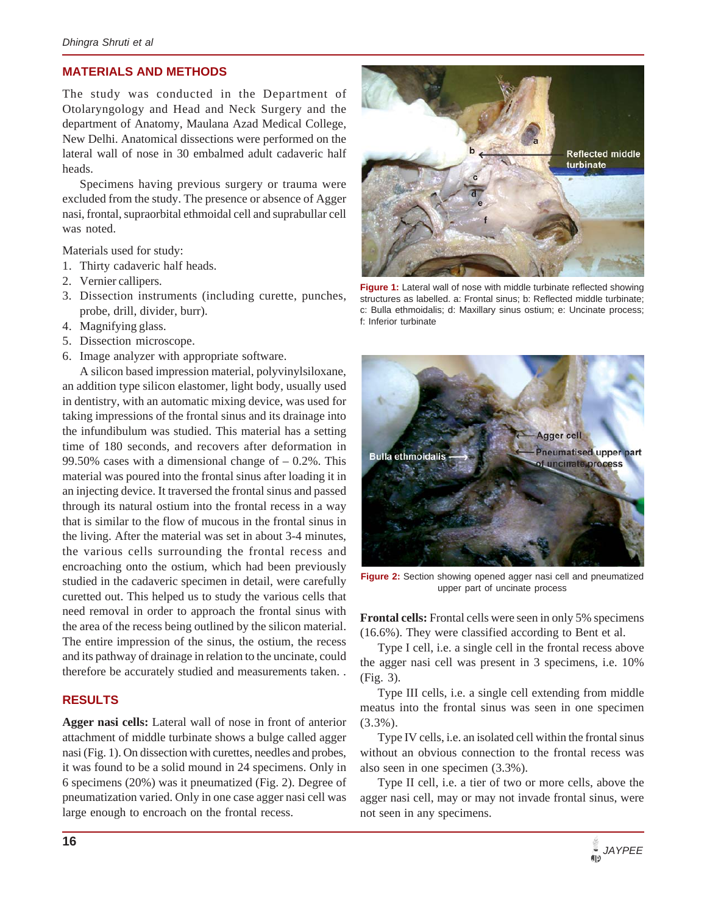## MATERIALS AND METHODS

The study was conducted in the Department of Otolaryngology and Head and Neck Surgery and the department of Anatomy, Maulana Azad Medical College, New Delhi. Anatomical dissections were performed on the lateral wall of nose in 30 embalmed adult cadaveric half heads.

Specimens having previous surgery or trauma were excluded from the study. The presence or absence of Agger nasi, frontal, supraorbital ethmoidal cell and suprabullar cell was noted.

Materials used for study:

1. Thirty cadaveric half heads.
2. Vernier callipers.
3. Dissection instruments (including curette, punches, probe, drill, divider, burr).
4. Magnifying glass.
5. Dissection microscope.
6. Image analyzer with appropriate software.

A silicon based impression material, polyvinylsiloxane, an addition type silicon elastomer, light body, usually used in dentistry, with an automatic mixing device, was used for taking impressions of the frontal sinus and its drainage into the infundibulum was studied. This material has a setting time of 180 seconds, and recovers after deformation in 99.50% cases with a dimensional change of – 0.2%. This material was poured into the frontal sinus after loading it in an injecting device. It traversed the frontal sinus and passed through its natural ostium into the frontal recess in a way that is similar to the flow of mucous in the frontal sinus in the living. After the material was set in about 3-4 minutes, the various cells surrounding the frontal recess and encroaching onto the ostium, which had been previously studied in the cadaveric specimen in detail, were carefully curetted out. This helped us to study the various cells that need removal in order to approach the frontal sinus with the area of the recess being outlined by the silicon material. The entire impression of the sinus, the ostium, the recess and its pathway of drainage in relation to the uncinate, could therefore be accurately studied and measurements taken. .

## RESULTS

**Agger nasi cells:** Lateral wall of nose in front of anterior attachment of middle turbinate shows a bulge called agger nasi (Fig. 1). On dissection with curettes, needles and probes, it was found to be a solid mound in 24 specimens. Only in 6 specimens (20%) was it pneumatized (Fig. 2). Degree of pneumatization varied. Only in one case agger nasi cell was large enough to encroach on the frontal recess.

**Figure 1:** Lateral wall of nose with middle turbinate reflected showing structures as labelled. a: Frontal sinus; b: Reflected middle turbinate; c: Bulla ethmoidalis; d: Maxillary sinus ostium; e: Uncinate process; f: Inferior turbinate

**Figure 2:** Section showing opened agger nasi cell and pneumatized upper part of uncinate process

**Frontal cells:** Frontal cells were seen in only 5% specimens (16.6%). They were classified according to Bent et al.

Type I cell, i.e. a single cell in the frontal recess above the agger nasi cell was present in 3 specimens, i.e. 10% (Fig. 3).

Type III cells, i.e. a single cell extending from middle meatus into the frontal sinus was seen in one specimen (3.3%).

Type IV cells, i.e. an isolated cell within the frontal sinus without an obvious connection to the frontal recess was also seen in one specimen (3.3%).

Type II cell, i.e. a tier of two or more cells, above the agger nasi cell, may or may not invade frontal sinus, were not seen in any specimens.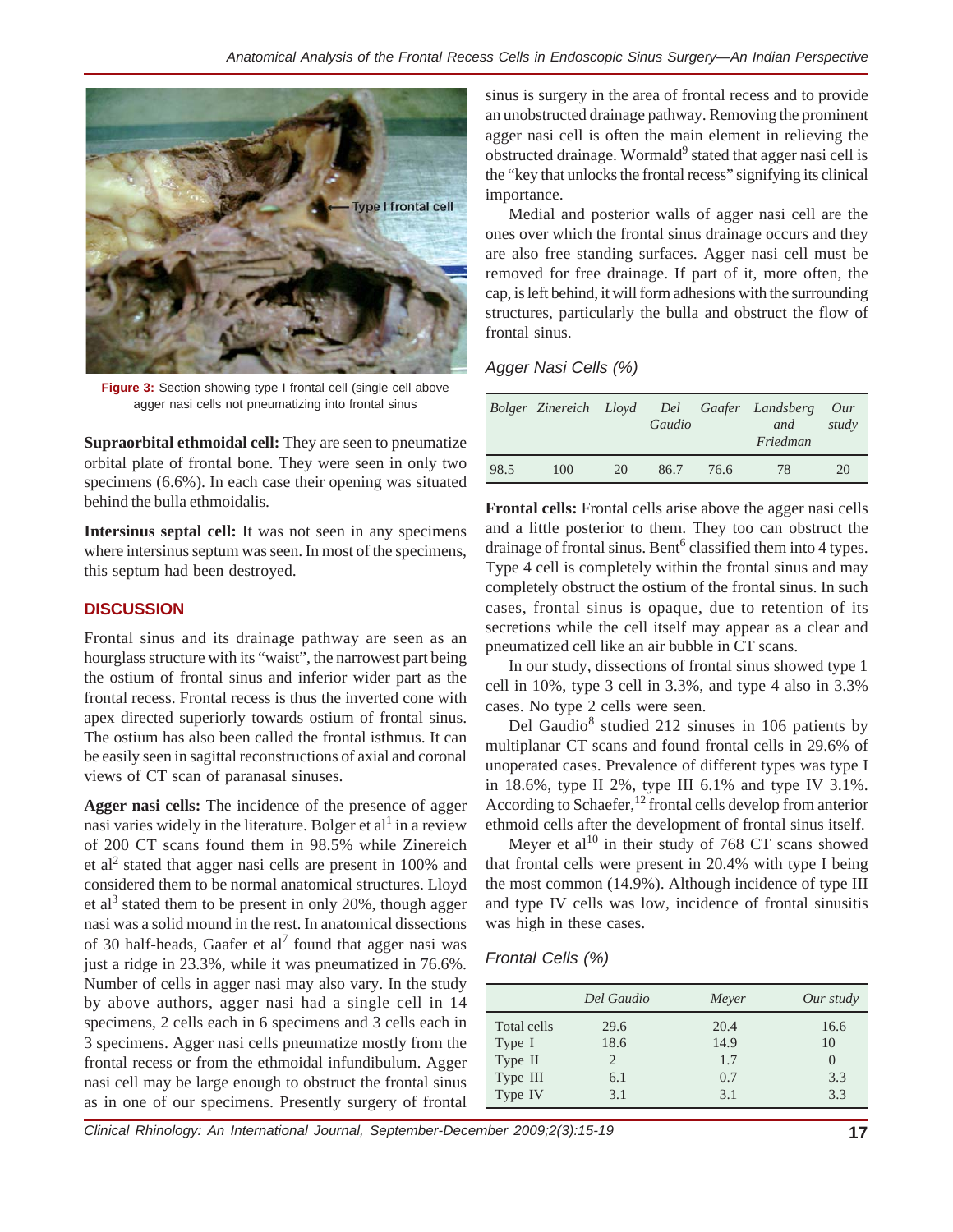Figure 3: Section showing type I frontal cell (single cell above agger nasi cells not pneumatizing into frontal sinus

**Supraorbital ethmoidal cell:** They are seen to pneumatize orbital plate of frontal bone. They were seen in only two specimens (6.6%). In each case their opening was situated behind the bulla ethmoidalis.

**Intersinus septal cell:** It was not seen in any specimens where intersinus septum was seen. In most of the specimens, this septum had been destroyed.

## DISCUSSION

Frontal sinus and its drainage pathway are seen as an hourglass structure with its "waist", the narrowest part being the ostium of frontal sinus and inferior wider part as the frontal recess. Frontal recess is thus the inverted cone with apex directed superiorly towards ostium of frontal sinus. The ostium has also been called the frontal isthmus. It can be easily seen in sagittal reconstructions of axial and coronal views of CT scan of paranasal sinuses.

**Agger nasi cells:** The incidence of the presence of agger nasi varies widely in the literature. Bolger et al[1] in a review of 200 CT scans found them in 98.5% while Zinereich et al[2] stated that agger nasi cells are present in 100% and considered them to be normal anatomical structures. Lloyd et al[3] stated them to be present in only 20%, though agger nasi was a solid mound in the rest. In anatomical dissections of 30 half-heads, Gaafer et al[7] found that agger nasi was just a ridge in 23.3%, while it was pneumatized in 76.6%. Number of cells in agger nasi may also vary. In the study by above authors, agger nasi had a single cell in 14 specimens, 2 cells each in 6 specimens and 3 cells each in 3 specimens. Agger nasi cells pneumatize mostly from the frontal recess or from the ethmoidal infundibulum. Agger nasi cell may be large enough to obstruct the frontal sinus as in one of our specimens. Presently surgery of frontal sinus is surgery in the area of frontal recess and to provide an unobstructed drainage pathway. Removing the prominent agger nasi cell is often the main element in relieving the obstructed drainage. Wormald[9] stated that agger nasi cell is the "key that unlocks the frontal recess" signifying its clinical importance.

Medial and posterior walls of agger nasi cell are the ones over which the frontal sinus drainage occurs and they are also free standing surfaces. Agger nasi cell must be removed for free drainage. If part of it, more often, the cap, is left behind, it will form adhesions with the surrounding structures, particularly the bulla and obstruct the flow of frontal sinus.

### *Agger Nasi Cells (%)*

| *Bolger* | *Zinereich* | *Lloyd* | *Del Gaudio* | *Gaafer* | *Landsberg and Friedman* | *Our study* |
|---|---|---|---|---|---|---|
| 98.5 | 100 | 20 | 86.7 | 76.6 | 78 | 20 |

**Frontal cells:** Frontal cells arise above the agger nasi cells and a little posterior to them. They too can obstruct the drainage of frontal sinus. Bent[6] classified them into 4 types. Type 4 cell is completely within the frontal sinus and may completely obstruct the ostium of the frontal sinus. In such cases, frontal sinus is opaque, due to retention of its secretions while the cell itself may appear as a clear and pneumatized cell like an air bubble in CT scans.

In our study, dissections of frontal sinus showed type 1 cell in 10%, type 3 cell in 3.3%, and type 4 also in 3.3% cases. No type 2 cells were seen.

Del Gaudio[8] studied 212 sinuses in 106 patients by multiplanar CT scans and found frontal cells in 29.6% of unoperated cases. Prevalence of different types was type I in 18.6%, type II 2%, type III 6.1% and type IV 3.1%. According to Schaefer,[12] frontal cells develop from anterior ethmoid cells after the development of frontal sinus itself.

Meyer et al[10] in their study of 768 CT scans showed that frontal cells were present in 20.4% with type I being the most common (14.9%). Although incidence of type III and type IV cells was low, incidence of frontal sinusitis was high in these cases.

### *Frontal Cells (%)*

| | *Del Gaudio* | *Meyer* | *Our study* |
|---|---|---|---|
| Total cells | 29.6 | 20.4 | 16.6 |
| Type I | 18.6 | 14.9 | 10 |
| Type II | 2 | 1.7 | 0 |
| Type III | 6.1 | 0.7 | 3.3 |
| Type IV | 3.1 | 3.1 | 3.3 |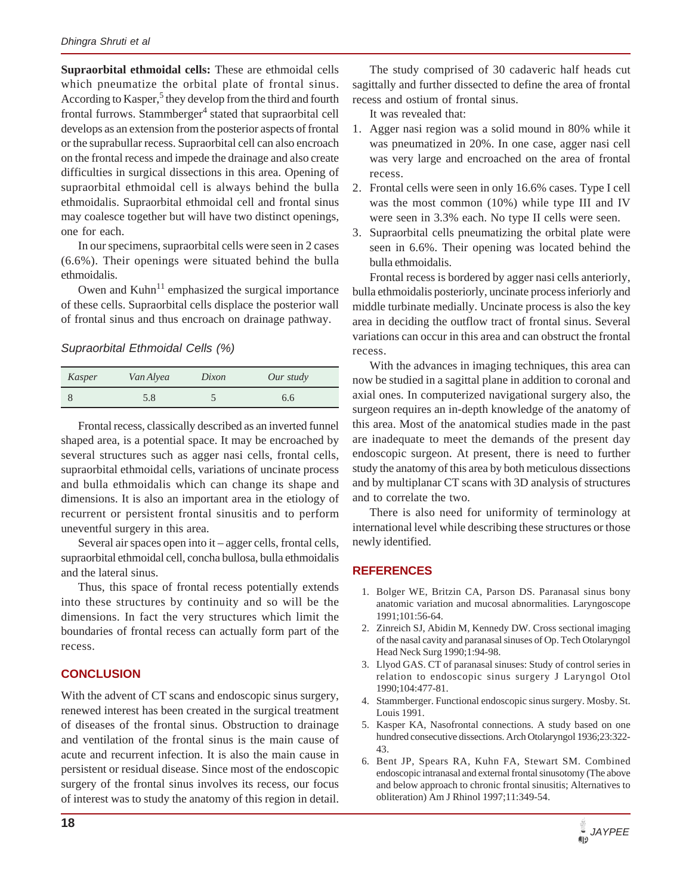**Supraorbital ethmoidal cells:** These are ethmoidal cells which pneumatize the orbital plate of frontal sinus. According to Kasper,[5] they develop from the third and fourth frontal furrows. Stammberger[4] stated that supraorbital cell develops as an extension from the posterior aspects of frontal or the suprabullar recess. Supraorbital cell can also encroach on the frontal recess and impede the drainage and also create difficulties in surgical dissections in this area. Opening of supraorbital ethmoidal cell is always behind the bulla ethmoidalis. Supraorbital ethmoidal cell and frontal sinus may coalesce together but will have two distinct openings, one for each.

In our specimens, supraorbital cells were seen in 2 cases (6.6%). Their openings were situated behind the bulla ethmoidalis.

Owen and Kuhn[11] emphasized the surgical importance of these cells. Supraorbital cells displace the posterior wall of frontal sinus and thus encroach on drainage pathway.

*Supraorbital Ethmoidal Cells (%)*

| *Kasper* | *Van Alyea* | *Dixon* | *Our study* |
|---|---|---|---|
| 8 | 5.8 | 5 | 6.6 |

Frontal recess, classically described as an inverted funnel shaped area, is a potential space. It may be encroached by several structures such as agger nasi cells, frontal cells, supraorbital ethmoidal cells, variations of uncinate process and bulla ethmoidalis which can change its shape and dimensions. It is also an important area in the etiology of recurrent or persistent frontal sinusitis and to perform uneventful surgery in this area.

Several air spaces open into it – agger cells, frontal cells, supraorbital ethmoidal cell, concha bullosa, bulla ethmoidalis and the lateral sinus.

Thus, this space of frontal recess potentially extends into these structures by continuity and so will be the dimensions. In fact the very structures which limit the boundaries of frontal recess can actually form part of the recess.

## CONCLUSION

With the advent of CT scans and endoscopic sinus surgery, renewed interest has been created in the surgical treatment of diseases of the frontal sinus. Obstruction to drainage and ventilation of the frontal sinus is the main cause of acute and recurrent infection. It is also the main cause in persistent or residual disease. Since most of the endoscopic surgery of the frontal sinus involves its recess, our focus of interest was to study the anatomy of this region in detail.

The study comprised of 30 cadaveric half heads cut sagittally and further dissected to define the area of frontal recess and ostium of frontal sinus.

It was revealed that:

1. Agger nasi region was a solid mound in 80% while it was pneumatized in 20%. In one case, agger nasi cell was very large and encroached on the area of frontal recess.
2. Frontal cells were seen in only 16.6% cases. Type I cell was the most common (10%) while type III and IV were seen in 3.3% each. No type II cells were seen.
3. Supraorbital cells pneumatizing the orbital plate were seen in 6.6%. Their opening was located behind the bulla ethmoidalis.

Frontal recess is bordered by agger nasi cells anteriorly, bulla ethmoidalis posteriorly, uncinate process inferiorly and middle turbinate medially. Uncinate process is also the key area in deciding the outflow tract of frontal sinus. Several variations can occur in this area and can obstruct the frontal recess.

With the advances in imaging techniques, this area can now be studied in a sagittal plane in addition to coronal and axial ones. In computerized navigational surgery also, the surgeon requires an in-depth knowledge of the anatomy of this area. Most of the anatomical studies made in the past are inadequate to meet the demands of the present day endoscopic surgeon. At present, there is need to further study the anatomy of this area by both meticulous dissections and by multiplanar CT scans with 3D analysis of structures and to correlate the two.

There is also need for uniformity of terminology at international level while describing these structures or those newly identified.

## REFERENCES

1. Bolger WE, Britzin CA, Parson DS. Paranasal sinus bony anatomic variation and mucosal abnormalities. Laryngoscope 1991;101:56-64.
2. Zinreich SJ, Abidin M, Kennedy DW. Cross sectional imaging of the nasal cavity and paranasal sinuses of Op. Tech Otolaryngol Head Neck Surg 1990;1:94-98.
3. Llyod GAS. CT of paranasal sinuses: Study of control series in relation to endoscopic sinus surgery J Laryngol Otol 1990;104:477-81.
4. Stammberger. Functional endoscopic sinus surgery. Mosby. St. Louis 1991.
5. Kasper KA, Nasofrontal connections. A study based on one hundred consecutive dissections. Arch Otolaryngol 1936;23:322-43.
6. Bent JP, Spears RA, Kuhn FA, Stewart SM. Combined endoscopic intranasal and external frontal sinusotomy (The above and below approach to chronic frontal sinusitis; Alternatives to obliteration) Am J Rhinol 1997;11:349-54.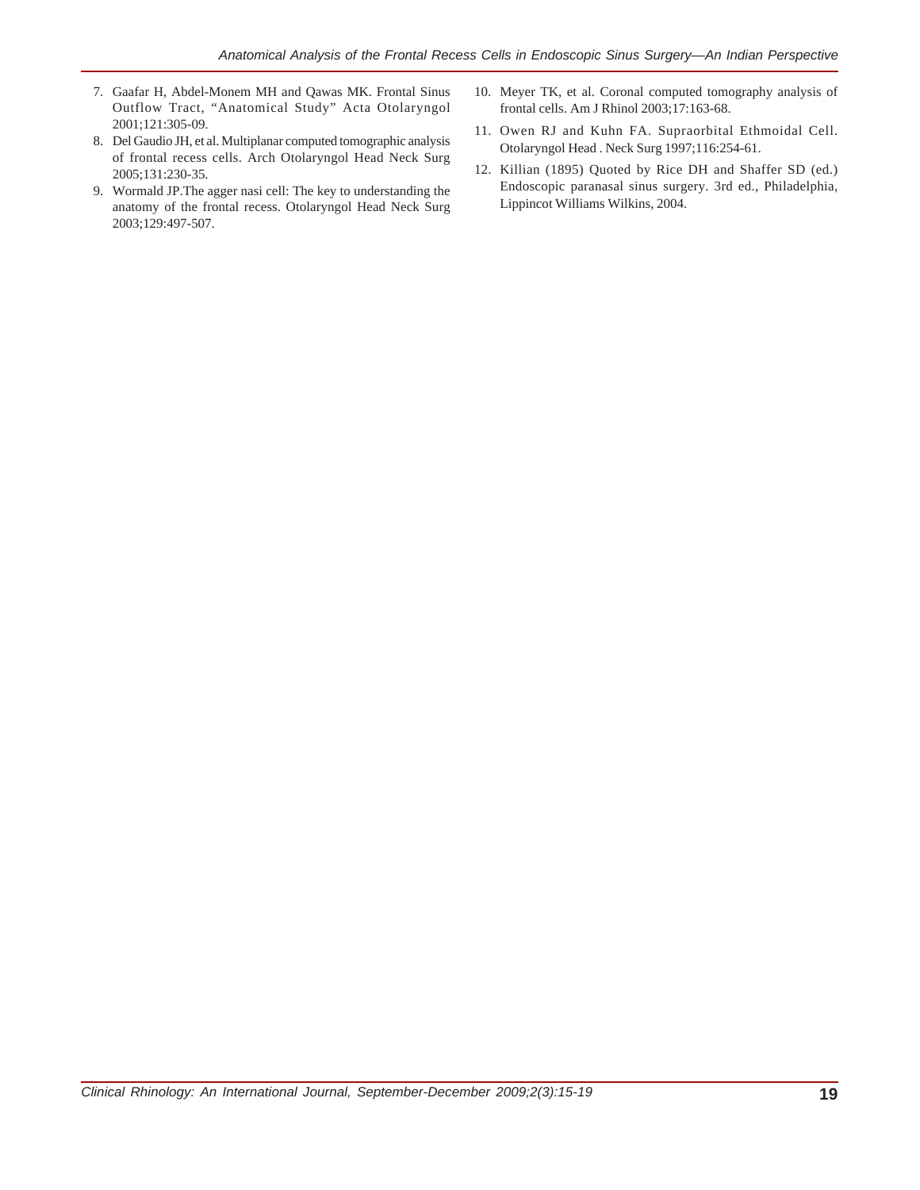7. Gaafar H, Abdel-Monem MH and Qawas MK. Frontal Sinus Outflow Tract, "Anatomical Study" Acta Otolaryngol 2001;121:305-09.
8. Del Gaudio JH, et al. Multiplanar computed tomographic analysis of frontal recess cells. Arch Otolaryngol Head Neck Surg 2005;131:230-35.
9. Wormald JP.The agger nasi cell: The key to understanding the anatomy of the frontal recess. Otolaryngol Head Neck Surg 2003;129:497-507.
10. Meyer TK, et al. Coronal computed tomography analysis of frontal cells. Am J Rhinol 2003;17:163-68.
11. Owen RJ and Kuhn FA. Supraorbital Ethmoidal Cell. Otolaryngol Head . Neck Surg 1997;116:254-61.
12. Killian (1895) Quoted by Rice DH and Shaffer SD (ed.) Endoscopic paranasal sinus surgery. 3rd ed., Philadelphia, Lippincot Williams Wilkins, 2004.